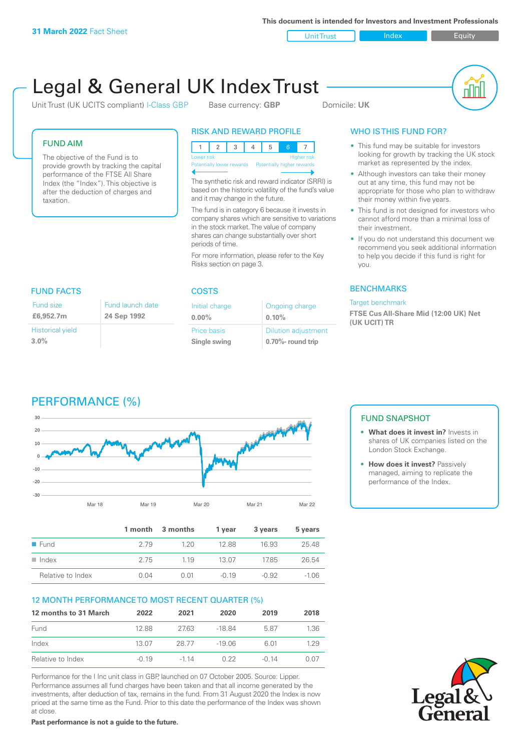**31 March 2022** Fact Sheet

This document is intended for Investors and Investment Professionals

Unit Trust | Index | Equity

# Legal & General UK Index Trust

Unit Trust (UK UCITS compliant) I-Class GBP    Base currency: **GBP**    Domicile: **UK**

## FUND AIM

The objective of the Fund is to provide growth by tracking the capital performance of the FTSE All Share Index (the "Index"). This objective is after the deduction of charges and taxation.

## RISK AND REWARD PROFILE

| 1 | 2 | 3 | 4 | 5 | 6 | 7 |
|---|---|---|---|---|---|---|

Lower risk — Potentially lower rewards    Higher risk — Potentially higher rewards

The synthetic risk and reward indicator (SRRI) is based on the historic volatility of the fund's value and it may change in the future.

The fund is in category 6 because it invests in company shares which are sensitive to variations in the stock market. The value of company shares can change substantially over short periods of time.

For more information, please refer to the Key Risks section on page 3.

## WHO IS THIS FUND FOR?

- This fund may be suitable for investors looking for growth by tracking the UK stock market as represented by the index.
- Although investors can take their money out at any time, this fund may not be appropriate for those who plan to withdraw their money within five years.
- This fund is not designed for investors who cannot afford more than a minimal loss of their investment.
- If you do not understand this document we recommend you seek additional information to help you decide if this fund is right for you.

## FUND FACTS

| Fund size | Fund launch date |
|---|---|
| **£6,952.7m** | **24 Sep 1992** |
| Historical yield | |
| **3.0%** | |

## COSTS

| Initial charge | Ongoing charge |
|---|---|
| **0.00%** | **0.10%** |
| Price basis | Dilution adjustment |
| **Single swing** | **0.70%- round trip** |

## BENCHMARKS

Target benchmark

**FTSE Cus All-Share Mid (12:00 UK) Net (UK UCIT) TR**

## PERFORMANCE (%)

|  | 1 month | 3 months | 1 year | 3 years | 5 years |
|---|---|---|---|---|---|
| Fund | 2.79 | 1.20 | 12.88 | 16.93 | 25.48 |
| Index | 2.75 | 1.19 | 13.07 | 17.85 | 26.54 |
| Relative to Index | 0.04 | 0.01 | -0.19 | -0.92 | -1.06 |

## FUND SNAPSHOT

- **What does it invest in?** Invests in shares of UK companies listed on the London Stock Exchange.
- **How does it invest?** Passively managed, aiming to replicate the performance of the Index.

## 12 MONTH PERFORMANCE TO MOST RECENT QUARTER (%)

| 12 months to 31 March | 2022 | 2021 | 2020 | 2019 | 2018 |
|---|---|---|---|---|---|
| Fund | 12.88 | 27.63 | -18.84 | 5.87 | 1.36 |
| Index | 13.07 | 28.77 | -19.06 | 6.01 | 1.29 |
| Relative to Index | -0.19 | -1.14 | 0.22 | -0.14 | 0.07 |

Performance for the I Inc unit class in GBP, launched on 07 October 2005. Source: Lipper. Performance assumes all fund charges have been taken and that all income generated by the investments, after deduction of tax, remains in the fund. From 31 August 2020 the Index is now priced at the same time as the Fund. Prior to this date the performance of the Index was shown at close.

**Past performance is not a guide to the future.**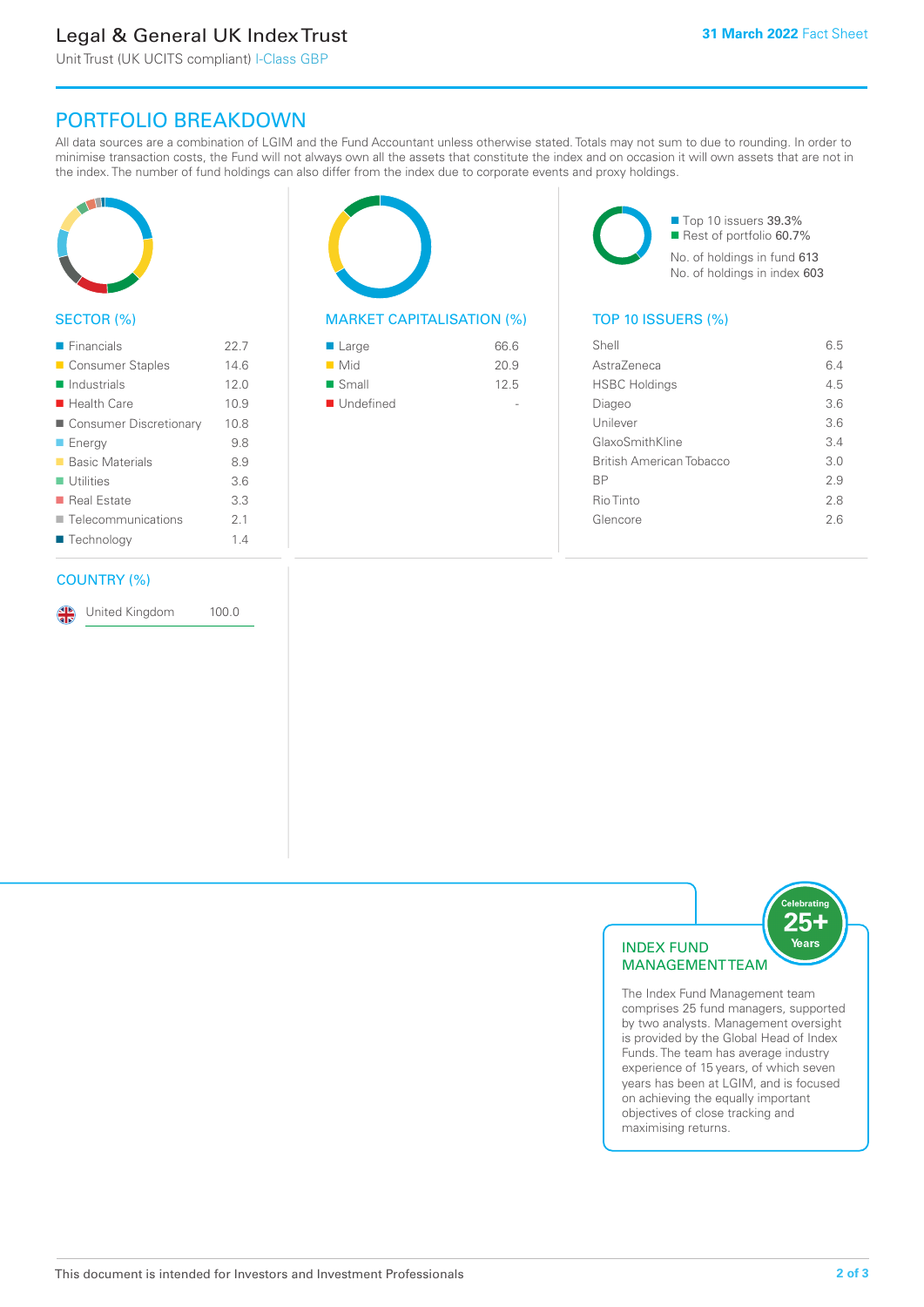# Legal & General UK Index Trust

Unit Trust (UK UCITS compliant) I-Class GBP

**31 March 2022** Fact Sheet

## PORTFOLIO BREAKDOWN

All data sources are a combination of LGIM and the Fund Accountant unless otherwise stated. Totals may not sum to due to rounding. In order to minimise transaction costs, the Fund will not always own all the assets that constitute the index and on occasion it will own assets that are not in the index. The number of fund holdings can also differ from the index due to corporate events and proxy holdings.

### SECTOR (%)

| Sector | % |
|---|---|
| Financials | 22.7 |
| Consumer Staples | 14.6 |
| Industrials | 12.0 |
| Health Care | 10.9 |
| Consumer Discretionary | 10.8 |
| Energy | 9.8 |
| Basic Materials | 8.9 |
| Utilities | 3.6 |
| Real Estate | 3.3 |
| Telecommunications | 2.1 |
| Technology | 1.4 |

### MARKET CAPITALISATION (%)

| Market Capitalisation | % |
|---|---|
| Large | 66.6 |
| Mid | 20.9 |
| Small | 12.5 |
| Undefined | - |

Top 10 issuers **39.3%**
Rest of portfolio **60.7%**
No. of holdings in fund **613**
No. of holdings in index **603**

### TOP 10 ISSUERS (%)

| Issuer | % |
|---|---|
| Shell | 6.5 |
| AstraZeneca | 6.4 |
| HSBC Holdings | 4.5 |
| Diageo | 3.6 |
| Unilever | 3.6 |
| GlaxoSmithKline | 3.4 |
| British American Tobacco | 3.0 |
| BP | 2.9 |
| Rio Tinto | 2.8 |
| Glencore | 2.6 |

### COUNTRY (%)

| Country | % |
|---|---|
| United Kingdom | 100.0 |

### INDEX FUND MANAGEMENT TEAM

Celebrating 25+ Years

The Index Fund Management team comprises 25 fund managers, supported by two analysts. Management oversight is provided by the Global Head of Index Funds. The team has average industry experience of 15 years, of which seven years has been at LGIM, and is focused on achieving the equally important objectives of close tracking and maximising returns.

This document is intended for Investors and Investment Professionals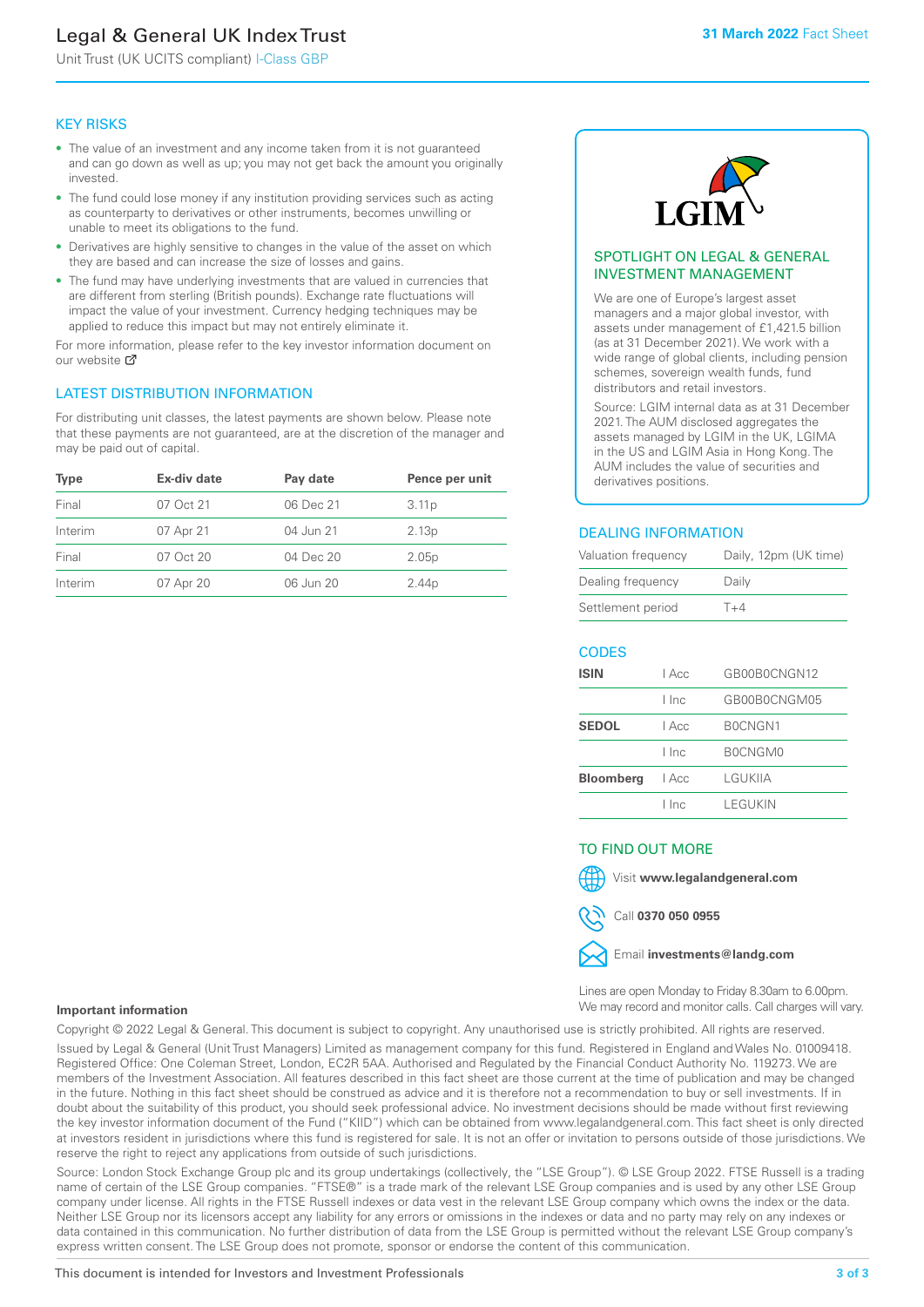# Legal & General UK Index Trust

Unit Trust (UK UCITS compliant) I-Class GBP

31 March 2022 Fact Sheet

## KEY RISKS

- The value of an investment and any income taken from it is not guaranteed and can go down as well as up; you may not get back the amount you originally invested.
- The fund could lose money if any institution providing services such as acting as counterparty to derivatives or other instruments, becomes unwilling or unable to meet its obligations to the fund.
- Derivatives are highly sensitive to changes in the value of the asset on which they are based and can increase the size of losses and gains.
- The fund may have underlying investments that are valued in currencies that are different from sterling (British pounds). Exchange rate fluctuations will impact the value of your investment. Currency hedging techniques may be applied to reduce this impact but may not entirely eliminate it.

For more information, please refer to the key investor information document on our website

## LATEST DISTRIBUTION INFORMATION

For distributing unit classes, the latest payments are shown below. Please note that these payments are not guaranteed, are at the discretion of the manager and may be paid out of capital.

| Type | Ex-div date | Pay date | Pence per unit |
|---|---|---|---|
| Final | 07 Oct 21 | 06 Dec 21 | 3.11p |
| Interim | 07 Apr 21 | 04 Jun 21 | 2.13p |
| Final | 07 Oct 20 | 04 Dec 20 | 2.05p |
| Interim | 07 Apr 20 | 06 Jun 20 | 2.44p |

## SPOTLIGHT ON LEGAL & GENERAL INVESTMENT MANAGEMENT

We are one of Europe's largest asset managers and a major global investor, with assets under management of £1,421.5 billion (as at 31 December 2021). We work with a wide range of global clients, including pension schemes, sovereign wealth funds, fund distributors and retail investors.

Source: LGIM internal data as at 31 December 2021. The AUM disclosed aggregates the assets managed by LGIM in the UK, LGIMA in the US and LGIM Asia in Hong Kong. The AUM includes the value of securities and derivatives positions.

## DEALING INFORMATION

| | |
|---|---|
| Valuation frequency | Daily, 12pm (UK time) |
| Dealing frequency | Daily |
| Settlement period | T+4 |

## CODES

| | | |
|---|---|---|
| **ISIN** | I Acc | GB00B0CNGN12 |
| | I Inc | GB00B0CNGM05 |
| **SEDOL** | I Acc | B0CNGN1 |
| | I Inc | B0CNGM0 |
| **Bloomberg** | I Acc | LGUKIIA |
| | I Inc | LEGUKIN |

## TO FIND OUT MORE

Visit **www.legalandgeneral.com**

Call **0370 050 0955**

Email **investments@landg.com**

Lines are open Monday to Friday 8.30am to 6.00pm. We may record and monitor calls. Call charges will vary.

**Important information**

Copyright © 2022 Legal & General. This document is subject to copyright. Any unauthorised use is strictly prohibited. All rights are reserved.

Issued by Legal & General (Unit Trust Managers) Limited as management company for this fund. Registered in England and Wales No. 01009418. Registered Office: One Coleman Street, London, EC2R 5AA. Authorised and Regulated by the Financial Conduct Authority No. 119273. We are members of the Investment Association. All features described in this fact sheet are those current at the time of publication and may be changed in the future. Nothing in this fact sheet should be construed as advice and it is therefore not a recommendation to buy or sell investments. If in doubt about the suitability of this product, you should seek professional advice. No investment decisions should be made without first reviewing the key investor information document of the Fund ("KIID") which can be obtained from www.legalandgeneral.com. This fact sheet is only directed at investors resident in jurisdictions where this fund is registered for sale. It is not an offer or invitation to persons outside of those jurisdictions. We reserve the right to reject any applications from outside of such jurisdictions.

Source: London Stock Exchange Group plc and its group undertakings (collectively, the "LSE Group"). © LSE Group 2022. FTSE Russell is a trading name of certain of the LSE Group companies. "FTSE®" is a trade mark of the relevant LSE Group companies and is used by any other LSE Group company under license. All rights in the FTSE Russell indexes or data vest in the relevant LSE Group company which owns the index or the data. Neither LSE Group nor its licensors accept any liability for any errors or omissions in the indexes or data and no party may rely on any indexes or data contained in this communication. No further distribution of data from the LSE Group is permitted without the relevant LSE Group company's express written consent. The LSE Group does not promote, sponsor or endorse the content of this communication.

This document is intended for Investors and Investment Professionals